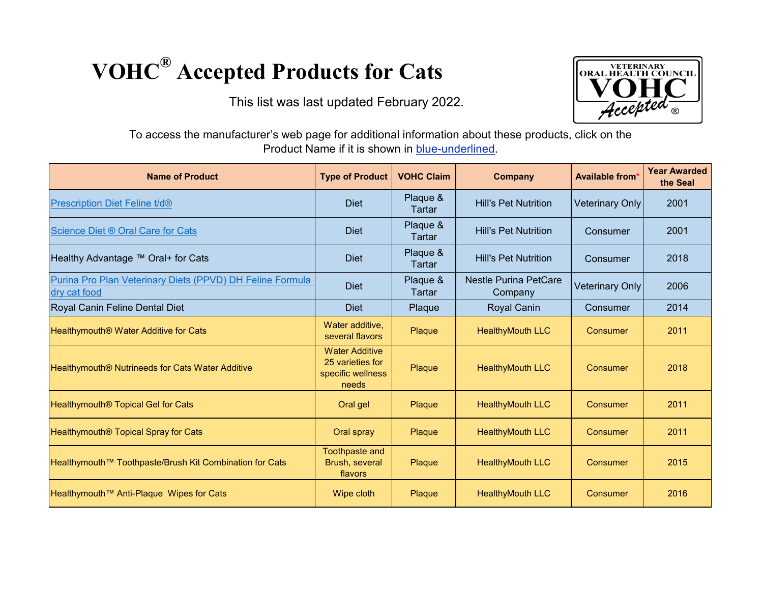# VOHC® Accepted Products for Cats

This list was last updated February 2022.

To access the manufacturer's web page for additional information about these products, click on the Product Name if it is shown in blue-underlined.

| Name of Product | Type of Product | VOHC Claim | Company | Available from* | Year Awarded the Seal |
|---|---|---|---|---|---|
| Prescription Diet Feline t/d® | Diet | Plaque & Tartar | Hill's Pet Nutrition | Veterinary Only | 2001 |
| Science Diet ® Oral Care for Cats | Diet | Plaque & Tartar | Hill's Pet Nutrition | Consumer | 2001 |
| Healthy Advantage ™ Oral+ for Cats | Diet | Plaque & Tartar | Hill's Pet Nutrition | Consumer | 2018 |
| Purina Pro Plan Veterinary Diets (PPVD) DH Feline Formula dry cat food | Diet | Plaque & Tartar | Nestle Purina PetCare Company | Veterinary Only | 2006 |
| Royal Canin Feline Dental Diet | Diet | Plaque | Royal Canin | Consumer | 2014 |
| Healthymouth® Water Additive for Cats | Water additive, several flavors | Plaque | HealthyMouth LLC | Consumer | 2011 |
| Healthymouth® Nutrineeds for Cats Water Additive | Water Additive 25 varieties for specific wellness needs | Plaque | HealthyMouth LLC | Consumer | 2018 |
| Healthymouth® Topical Gel for Cats | Oral gel | Plaque | HealthyMouth LLC | Consumer | 2011 |
| Healthymouth® Topical Spray for Cats | Oral spray | Plaque | HealthyMouth LLC | Consumer | 2011 |
| Healthymouth™ Toothpaste/Brush Kit Combination for Cats | Toothpaste and Brush, several flavors | Plaque | HealthyMouth LLC | Consumer | 2015 |
| Healthymouth™ Anti-Plaque Wipes for Cats | Wipe cloth | Plaque | HealthyMouth LLC | Consumer | 2016 |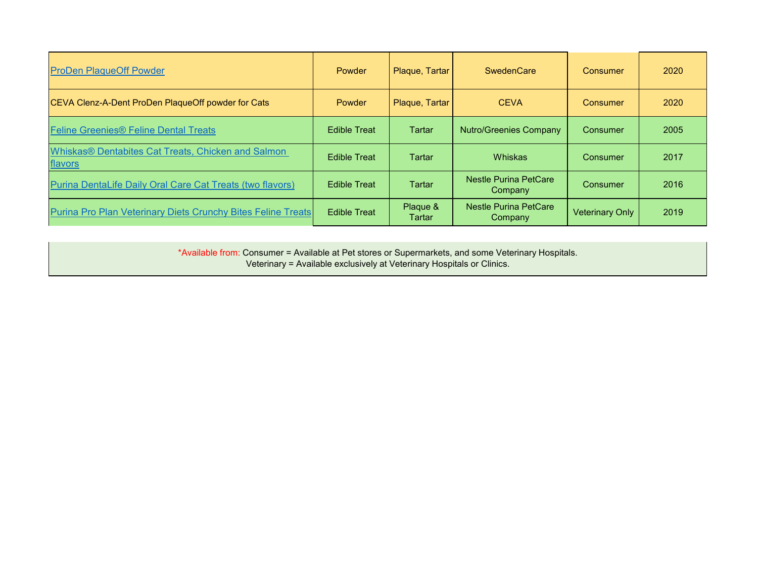| | | | | | |
|---|---|---|---|---|---|
| ProDen PlaqueOff Powder | Powder | Plaque, Tartar | SwedenCare | Consumer | 2020 |
| CEVA Clenz-A-Dent ProDen PlaqueOff powder for Cats | Powder | Plaque, Tartar | CEVA | Consumer | 2020 |
| Feline Greenies® Feline Dental Treats | Edible Treat | Tartar | Nutro/Greenies Company | Consumer | 2005 |
| Whiskas® Dentabites Cat Treats, Chicken and Salmon flavors | Edible Treat | Tartar | Whiskas | Consumer | 2017 |
| Purina DentaLife Daily Oral Care Cat Treats (two flavors) | Edible Treat | Tartar | Nestle Purina PetCare Company | Consumer | 2016 |
| Purina Pro Plan Veterinary Diets Crunchy Bites Feline Treats | Edible Treat | Plaque & Tartar | Nestle Purina PetCare Company | Veterinary Only | 2019 |

*Available from: Consumer = Available at Pet stores or Supermarkets, and some Veterinary Hospitals.
Veterinary = Available exclusively at Veterinary Hospitals or Clinics.